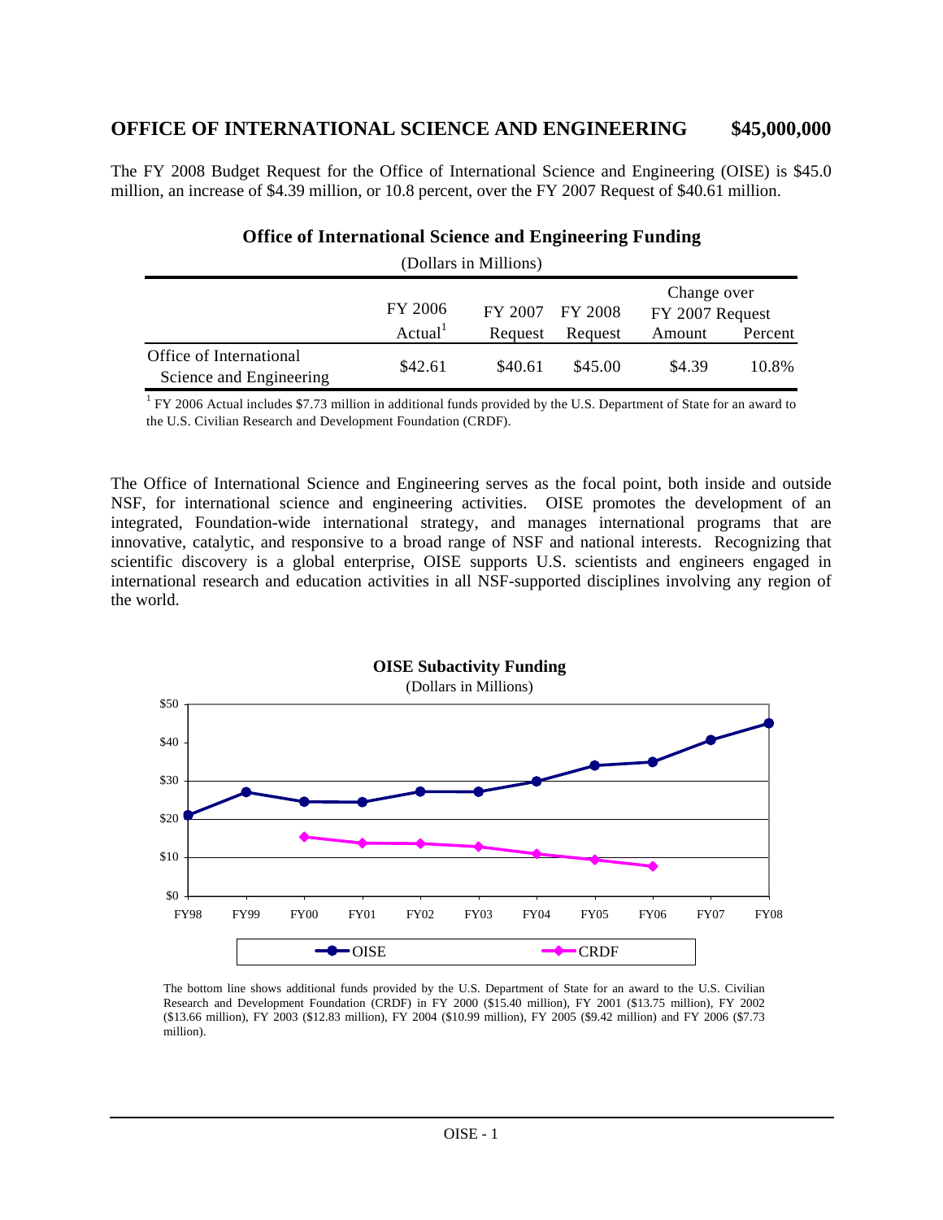## OFFICE OF INTERNATIONAL SCIENCE AND ENGINEERING $45,000,000

The FY 2008 Budget Request for the Office of International Science and Engineering (OISE) is $45.0 million, an increase of $4.39 million, or 10.8 percent, over the FY 2007 Request of $40.61 million.

**Office of International Science and Engineering Funding**

(Dollars in Millions)

| | FY 2006 Actual[1] | FY 2007 Request | FY 2008 Request | Change over FY 2007 Request Amount | Change over FY 2007 Request Percent |
|---|---|---|---|---|---|
| Office of International Science and Engineering | $42.61 | $40.61 | $45.00 | $4.39 | 10.8% |

[1] FY 2006 Actual includes $7.73 million in additional funds provided by the U.S. Department of State for an award to the U.S. Civilian Research and Development Foundation (CRDF).

The Office of International Science and Engineering serves as the focal point, both inside and outside NSF, for international science and engineering activities. OISE promotes the development of an integrated, Foundation-wide international strategy, and manages international programs that are innovative, catalytic, and responsive to a broad range of NSF and national interests. Recognizing that scientific discovery is a global enterprise, OISE supports U.S. scientists and engineers engaged in international research and education activities in all NSF-supported disciplines involving any region of the world.

**OISE Subactivity Funding**

(Dollars in Millions)

The bottom line shows additional funds provided by the U.S. Department of State for an award to the U.S. Civilian Research and Development Foundation (CRDF) in FY 2000 ($15.40 million), FY 2001 ($13.75 million), FY 2002 ($13.66 million), FY 2003 ($12.83 million), FY 2004 ($10.99 million), FY 2005 ($9.42 million) and FY 2006 ($7.73 million).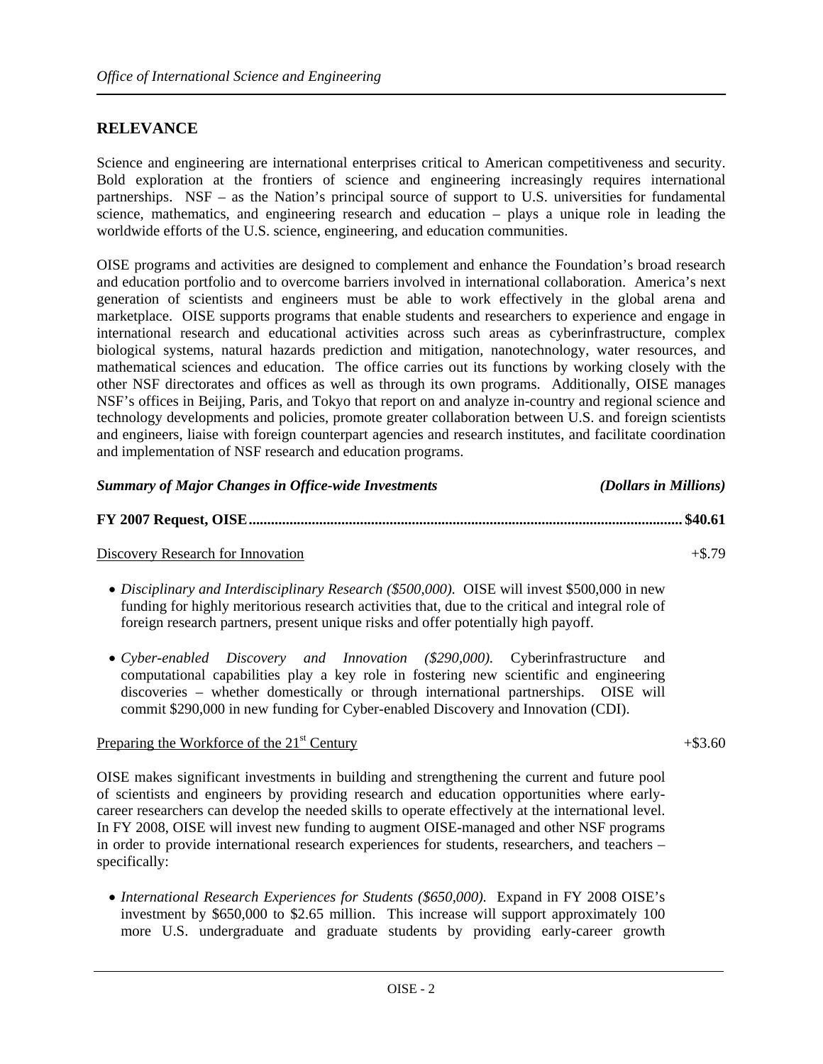## RELEVANCE

Science and engineering are international enterprises critical to American competitiveness and security. Bold exploration at the frontiers of science and engineering increasingly requires international partnerships. NSF – as the Nation's principal source of support to U.S. universities for fundamental science, mathematics, and engineering research and education – plays a unique role in leading the worldwide efforts of the U.S. science, engineering, and education communities.

OISE programs and activities are designed to complement and enhance the Foundation's broad research and education portfolio and to overcome barriers involved in international collaboration. America's next generation of scientists and engineers must be able to work effectively in the global arena and marketplace. OISE supports programs that enable students and researchers to experience and engage in international research and educational activities across such areas as cyberinfrastructure, complex biological systems, natural hazards prediction and mitigation, nanotechnology, water resources, and mathematical sciences and education. The office carries out its functions by working closely with the other NSF directorates and offices as well as through its own programs. Additionally, OISE manages NSF's offices in Beijing, Paris, and Tokyo that report on and analyze in-country and regional science and technology developments and policies, promote greater collaboration between U.S. and foreign scientists and engineers, liaise with foreign counterpart agencies and research institutes, and facilitate coordination and implementation of NSF research and education programs.

***Summary of Major Changes in Office-wide Investments*** ***(Dollars in Millions)***

**FY 2007 Request, OISE.................................................................................................................. $40.61**

Discovery Research for Innovation +$.79

- *Disciplinary and Interdisciplinary Research ($500,000).* OISE will invest $500,000 in new funding for highly meritorious research activities that, due to the critical and integral role of foreign research partners, present unique risks and offer potentially high payoff.

- *Cyber-enabled Discovery and Innovation ($290,000).* Cyberinfrastructure and computational capabilities play a key role in fostering new scientific and engineering discoveries – whether domestically or through international partnerships. OISE will commit $290,000 in new funding for Cyber-enabled Discovery and Innovation (CDI).

Preparing the Workforce of the 21st Century +$3.60

OISE makes significant investments in building and strengthening the current and future pool of scientists and engineers by providing research and education opportunities where early-career researchers can develop the needed skills to operate effectively at the international level. In FY 2008, OISE will invest new funding to augment OISE-managed and other NSF programs in order to provide international research experiences for students, researchers, and teachers – specifically:

- *International Research Experiences for Students ($650,000).* Expand in FY 2008 OISE's investment by $650,000 to $2.65 million. This increase will support approximately 100 more U.S. undergraduate and graduate students by providing early-career growth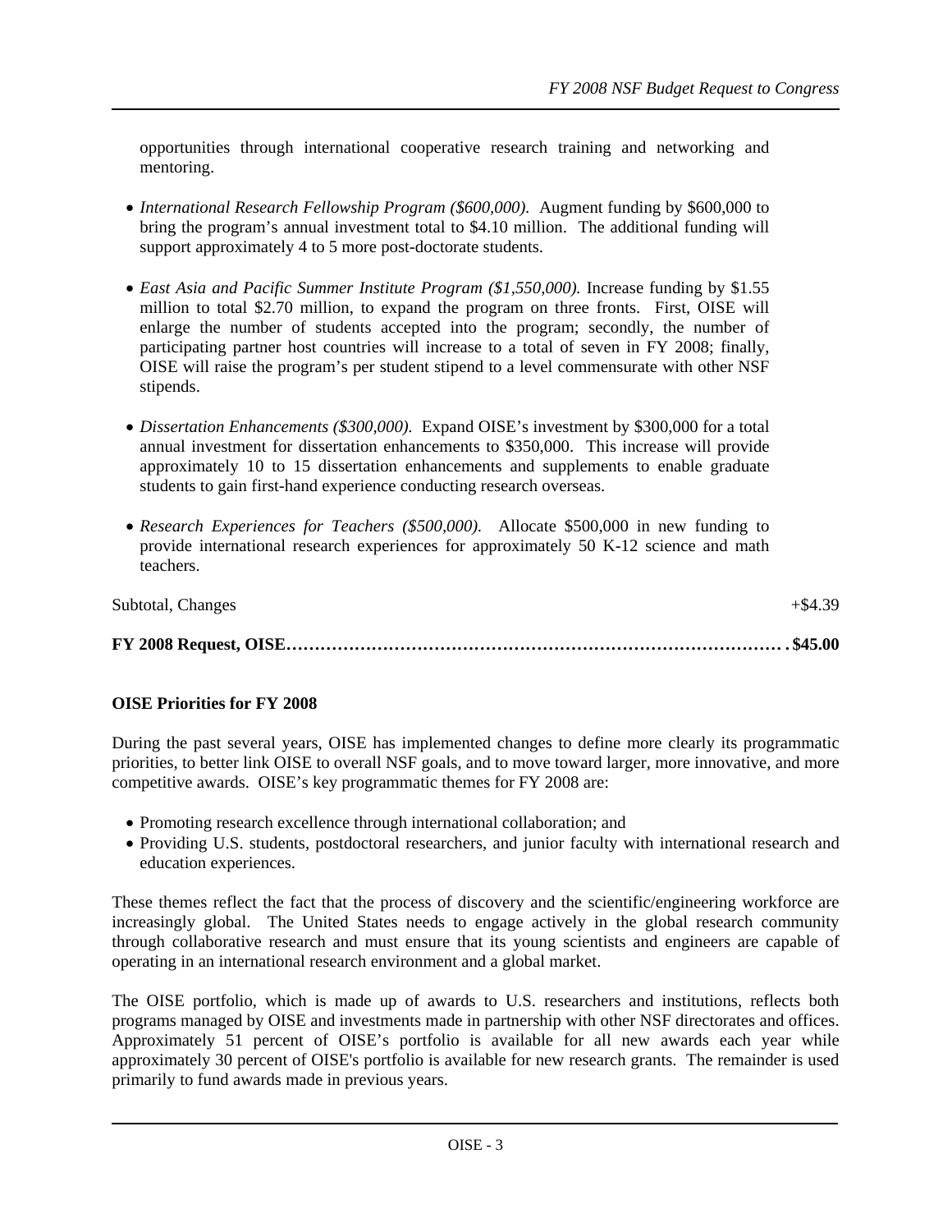opportunities through international cooperative research training and networking and mentoring.

- *International Research Fellowship Program ($600,000).* Augment funding by $600,000 to bring the program's annual investment total to $4.10 million. The additional funding will support approximately 4 to 5 more post-doctorate students.

- *East Asia and Pacific Summer Institute Program ($1,550,000).* Increase funding by $1.55 million to total $2.70 million, to expand the program on three fronts. First, OISE will enlarge the number of students accepted into the program; secondly, the number of participating partner host countries will increase to a total of seven in FY 2008; finally, OISE will raise the program's per student stipend to a level commensurate with other NSF stipends.

- *Dissertation Enhancements ($300,000).* Expand OISE's investment by $300,000 for a total annual investment for dissertation enhancements to $350,000. This increase will provide approximately 10 to 15 dissertation enhancements and supplements to enable graduate students to gain first-hand experience conducting research overseas.

- *Research Experiences for Teachers ($500,000).* Allocate $500,000 in new funding to provide international research experiences for approximately 50 K-12 science and math teachers.

Subtotal, Changes +$4.39

**FY 2008 Request, OISE……………………………………………………………………………. $45.00**

**OISE Priorities for FY 2008**

During the past several years, OISE has implemented changes to define more clearly its programmatic priorities, to better link OISE to overall NSF goals, and to move toward larger, more innovative, and more competitive awards. OISE's key programmatic themes for FY 2008 are:

- Promoting research excellence through international collaboration; and
- Providing U.S. students, postdoctoral researchers, and junior faculty with international research and education experiences.

These themes reflect the fact that the process of discovery and the scientific/engineering workforce are increasingly global. The United States needs to engage actively in the global research community through collaborative research and must ensure that its young scientists and engineers are capable of operating in an international research environment and a global market.

The OISE portfolio, which is made up of awards to U.S. researchers and institutions, reflects both programs managed by OISE and investments made in partnership with other NSF directorates and offices. Approximately 51 percent of OISE's portfolio is available for all new awards each year while approximately 30 percent of OISE's portfolio is available for new research grants. The remainder is used primarily to fund awards made in previous years.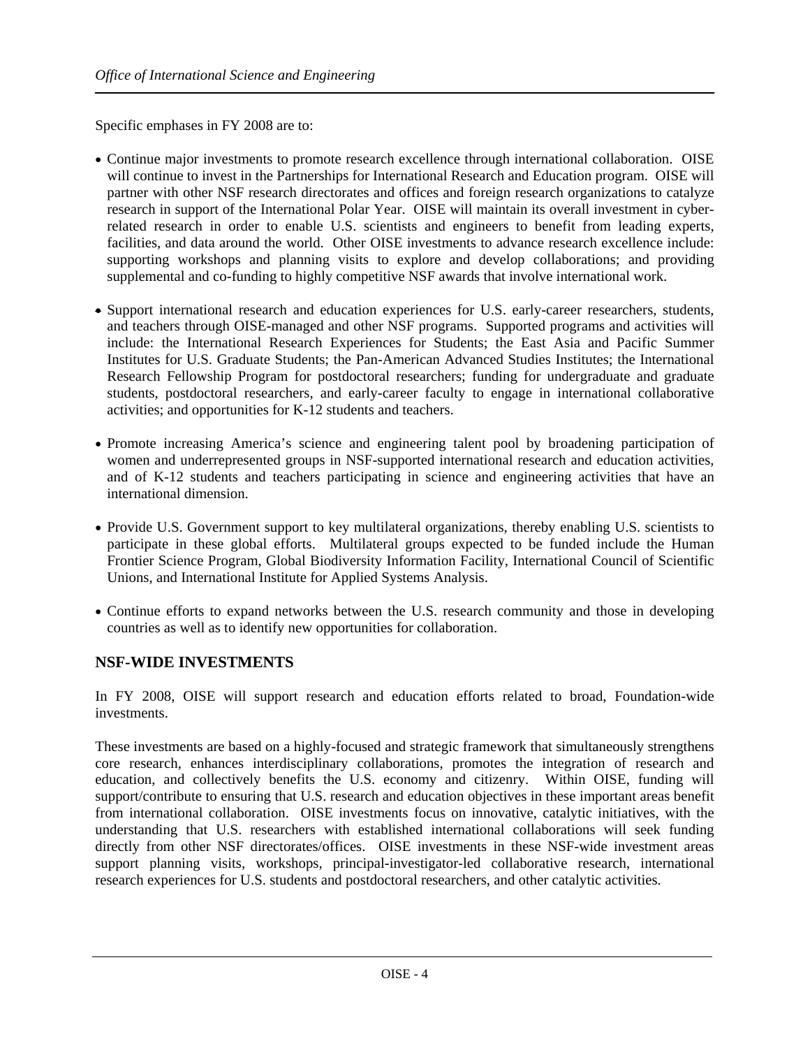Specific emphases in FY 2008 are to:

- Continue major investments to promote research excellence through international collaboration. OISE will continue to invest in the Partnerships for International Research and Education program. OISE will partner with other NSF research directorates and offices and foreign research organizations to catalyze research in support of the International Polar Year. OISE will maintain its overall investment in cyber-related research in order to enable U.S. scientists and engineers to benefit from leading experts, facilities, and data around the world. Other OISE investments to advance research excellence include: supporting workshops and planning visits to explore and develop collaborations; and providing supplemental and co-funding to highly competitive NSF awards that involve international work.

- Support international research and education experiences for U.S. early-career researchers, students, and teachers through OISE-managed and other NSF programs. Supported programs and activities will include: the International Research Experiences for Students; the East Asia and Pacific Summer Institutes for U.S. Graduate Students; the Pan-American Advanced Studies Institutes; the International Research Fellowship Program for postdoctoral researchers; funding for undergraduate and graduate students, postdoctoral researchers, and early-career faculty to engage in international collaborative activities; and opportunities for K-12 students and teachers.

- Promote increasing America's science and engineering talent pool by broadening participation of women and underrepresented groups in NSF-supported international research and education activities, and of K-12 students and teachers participating in science and engineering activities that have an international dimension.

- Provide U.S. Government support to key multilateral organizations, thereby enabling U.S. scientists to participate in these global efforts. Multilateral groups expected to be funded include the Human Frontier Science Program, Global Biodiversity Information Facility, International Council of Scientific Unions, and International Institute for Applied Systems Analysis.

- Continue efforts to expand networks between the U.S. research community and those in developing countries as well as to identify new opportunities for collaboration.

## NSF-WIDE INVESTMENTS

In FY 2008, OISE will support research and education efforts related to broad, Foundation-wide investments.

These investments are based on a highly-focused and strategic framework that simultaneously strengthens core research, enhances interdisciplinary collaborations, promotes the integration of research and education, and collectively benefits the U.S. economy and citizenry. Within OISE, funding will support/contribute to ensuring that U.S. research and education objectives in these important areas benefit from international collaboration. OISE investments focus on innovative, catalytic initiatives, with the understanding that U.S. researchers with established international collaborations will seek funding directly from other NSF directorates/offices. OISE investments in these NSF-wide investment areas support planning visits, workshops, principal-investigator-led collaborative research, international research experiences for U.S. students and postdoctoral researchers, and other catalytic activities.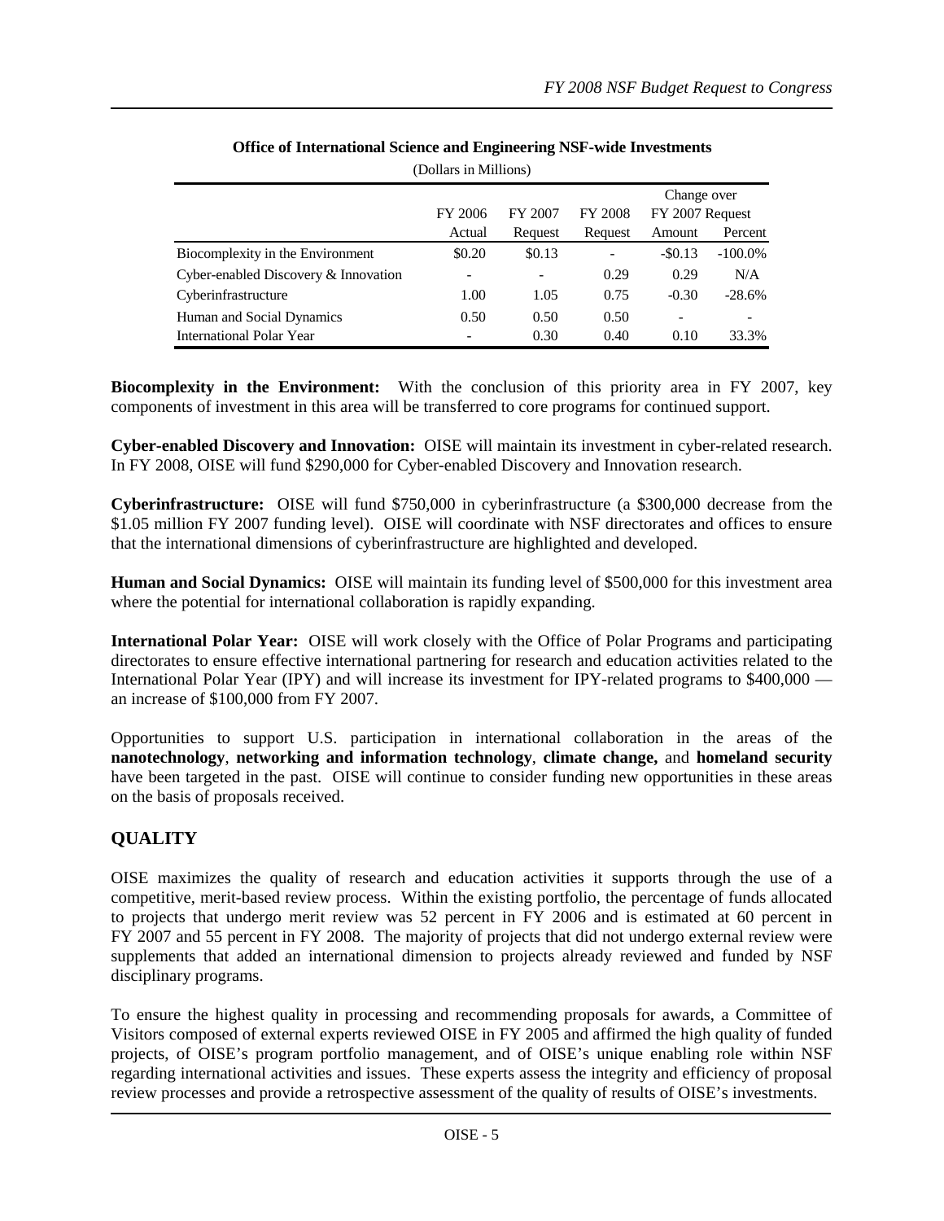**Office of International Science and Engineering NSF-wide Investments**

(Dollars in Millions)

| | FY 2006 Actual | FY 2007 Request | FY 2008 Request | Change over FY 2007 Request | |
|---|---|---|---|---|---|
| | | | | Amount | Percent |
| Biocomplexity in the Environment | $0.20 | $0.13 | - | -$0.13 | -100.0% |
| Cyber-enabled Discovery & Innovation | - | - | 0.29 | 0.29 | N/A |
| Cyberinfrastructure | 1.00 | 1.05 | 0.75 | -0.30 | -28.6% |
| Human and Social Dynamics | 0.50 | 0.50 | 0.50 | - | - |
| International Polar Year | - | 0.30 | 0.40 | 0.10 | 33.3% |

**Biocomplexity in the Environment:** With the conclusion of this priority area in FY 2007, key components of investment in this area will be transferred to core programs for continued support.

**Cyber-enabled Discovery and Innovation:** OISE will maintain its investment in cyber-related research. In FY 2008, OISE will fund $290,000 for Cyber-enabled Discovery and Innovation research.

**Cyberinfrastructure:** OISE will fund $750,000 in cyberinfrastructure (a $300,000 decrease from the $1.05 million FY 2007 funding level). OISE will coordinate with NSF directorates and offices to ensure that the international dimensions of cyberinfrastructure are highlighted and developed.

**Human and Social Dynamics:** OISE will maintain its funding level of $500,000 for this investment area where the potential for international collaboration is rapidly expanding.

**International Polar Year:** OISE will work closely with the Office of Polar Programs and participating directorates to ensure effective international partnering for research and education activities related to the International Polar Year (IPY) and will increase its investment for IPY-related programs to $400,000 — an increase of $100,000 from FY 2007.

Opportunities to support U.S. participation in international collaboration in the areas of the **nanotechnology**, **networking and information technology**, **climate change,** and **homeland security** have been targeted in the past. OISE will continue to consider funding new opportunities in these areas on the basis of proposals received.

## QUALITY

OISE maximizes the quality of research and education activities it supports through the use of a competitive, merit-based review process. Within the existing portfolio, the percentage of funds allocated to projects that undergo merit review was 52 percent in FY 2006 and is estimated at 60 percent in FY 2007 and 55 percent in FY 2008. The majority of projects that did not undergo external review were supplements that added an international dimension to projects already reviewed and funded by NSF disciplinary programs.

To ensure the highest quality in processing and recommending proposals for awards, a Committee of Visitors composed of external experts reviewed OISE in FY 2005 and affirmed the high quality of funded projects, of OISE's program portfolio management, and of OISE's unique enabling role within NSF regarding international activities and issues. These experts assess the integrity and efficiency of proposal review processes and provide a retrospective assessment of the quality of results of OISE's investments.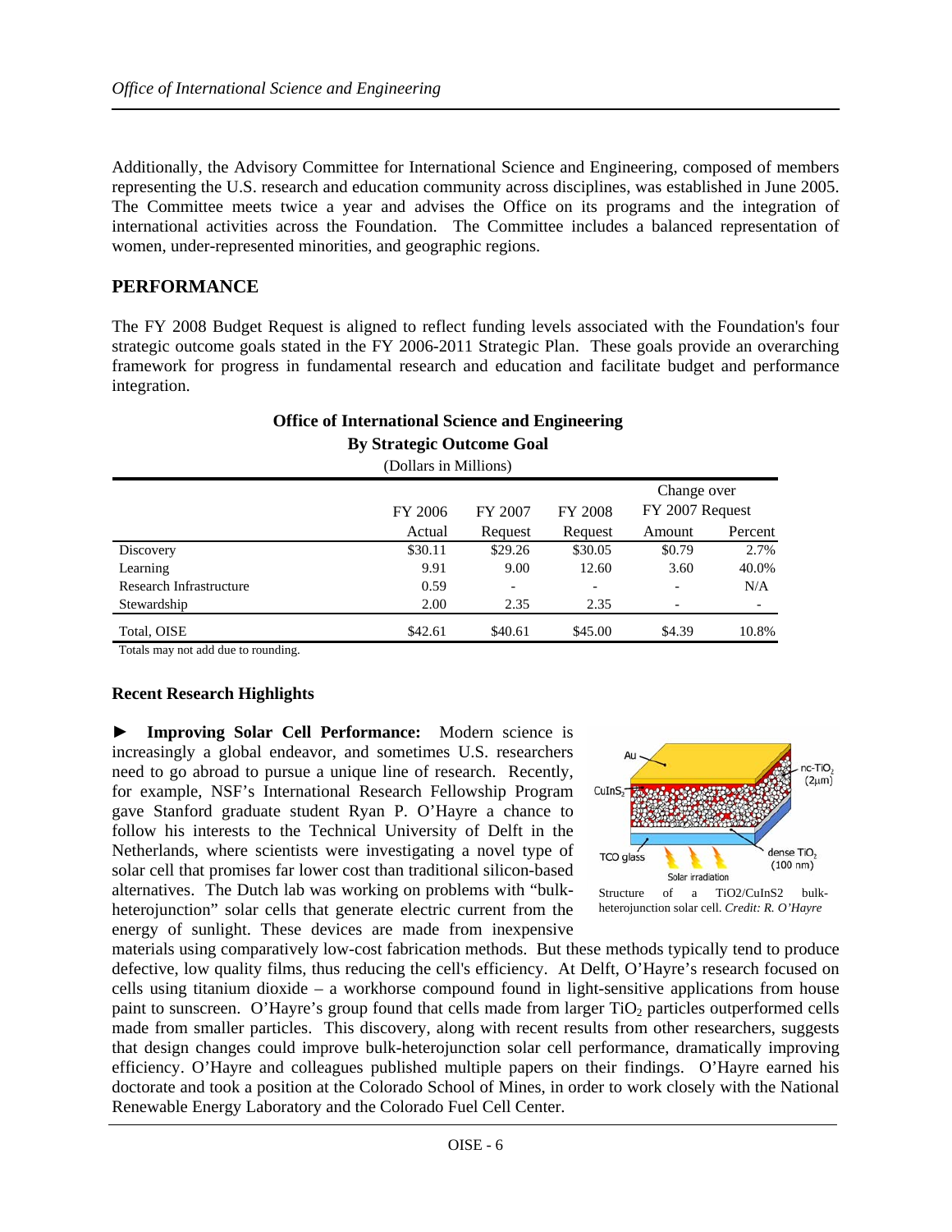Additionally, the Advisory Committee for International Science and Engineering, composed of members representing the U.S. research and education community across disciplines, was established in June 2005. The Committee meets twice a year and advises the Office on its programs and the integration of international activities across the Foundation. The Committee includes a balanced representation of women, under-represented minorities, and geographic regions.

## PERFORMANCE

The FY 2008 Budget Request is aligned to reflect funding levels associated with the Foundation's four strategic outcome goals stated in the FY 2006-2011 Strategic Plan. These goals provide an overarching framework for progress in fundamental research and education and facilitate budget and performance integration.

**Office of International Science and Engineering**
**By Strategic Outcome Goal**
(Dollars in Millions)

| | FY 2006 Actual | FY 2007 Request | FY 2008 Request | Change over FY 2007 Request Amount | Percent |
|---|---|---|---|---|---|
| Discovery | $30.11 | $29.26 | $30.05 | $0.79 | 2.7% |
| Learning | 9.91 | 9.00 | 12.60 | 3.60 | 40.0% |
| Research Infrastructure | 0.59 | - | - | - | N/A |
| Stewardship | 2.00 | 2.35 | 2.35 | - | - |
| Total, OISE | $42.61 | $40.61 | $45.00 | $4.39 | 10.8% |

Totals may not add due to rounding.

### Recent Research Highlights

► **Improving Solar Cell Performance:** Modern science is increasingly a global endeavor, and sometimes U.S. researchers need to go abroad to pursue a unique line of research. Recently, for example, NSF's International Research Fellowship Program gave Stanford graduate student Ryan P. O'Hayre a chance to follow his interests to the Technical University of Delft in the Netherlands, where scientists were investigating a novel type of solar cell that promises far lower cost than traditional silicon-based alternatives. The Dutch lab was working on problems with "bulk-heterojunction" solar cells that generate electric current from the energy of sunlight. These devices are made from inexpensive materials using comparatively low-cost fabrication methods. But these methods typically tend to produce defective, low quality films, thus reducing the cell's efficiency. At Delft, O'Hayre's research focused on cells using titanium dioxide – a workhorse compound found in light-sensitive applications from house paint to sunscreen. O'Hayre's group found that cells made from larger $TiO_2$ particles outperformed cells made from smaller particles. This discovery, along with recent results from other researchers, suggests that design changes could improve bulk-heterojunction solar cell performance, dramatically improving efficiency. O'Hayre and colleagues published multiple papers on their findings. O'Hayre earned his doctorate and took a position at the Colorado School of Mines, in order to work closely with the National Renewable Energy Laboratory and the Colorado Fuel Cell Center.

Structure of a TiO2/CuInS2 bulk-heterojunction solar cell. *Credit: R. O'Hayre*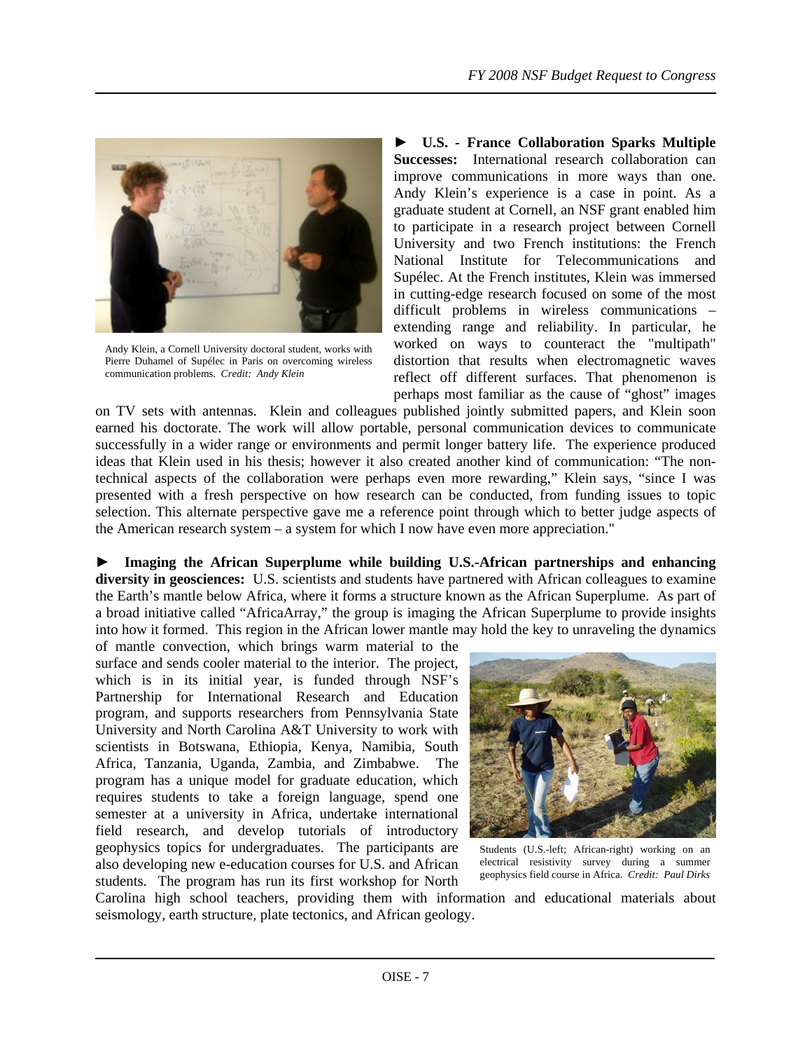Andy Klein, a Cornell University doctoral student, works with Pierre Duhamel of Supélec in Paris on overcoming wireless communication problems. *Credit: Andy Klein*

► **U.S. - France Collaboration Sparks Multiple Successes:** International research collaboration can improve communications in more ways than one. Andy Klein's experience is a case in point. As a graduate student at Cornell, an NSF grant enabled him to participate in a research project between Cornell University and two French institutions: the French National Institute for Telecommunications and Supélec. At the French institutes, Klein was immersed in cutting-edge research focused on some of the most difficult problems in wireless communications – extending range and reliability. In particular, he worked on ways to counteract the "multipath" distortion that results when electromagnetic waves reflect off different surfaces. That phenomenon is perhaps most familiar as the cause of "ghost" images on TV sets with antennas. Klein and colleagues published jointly submitted papers, and Klein soon earned his doctorate. The work will allow portable, personal communication devices to communicate successfully in a wider range or environments and permit longer battery life. The experience produced ideas that Klein used in his thesis; however it also created another kind of communication: "The non-technical aspects of the collaboration were perhaps even more rewarding," Klein says, "since I was presented with a fresh perspective on how research can be conducted, from funding issues to topic selection. This alternate perspective gave me a reference point through which to better judge aspects of the American research system – a system for which I now have even more appreciation."

► **Imaging the African Superplume while building U.S.-African partnerships and enhancing diversity in geosciences:** U.S. scientists and students have partnered with African colleagues to examine the Earth's mantle below Africa, where it forms a structure known as the African Superplume. As part of a broad initiative called "AfricaArray," the group is imaging the African Superplume to provide insights into how it formed. This region in the African lower mantle may hold the key to unraveling the dynamics of mantle convection, which brings warm material to the surface and sends cooler material to the interior. The project, which is in its initial year, is funded through NSF's Partnership for International Research and Education program, and supports researchers from Pennsylvania State University and North Carolina A&T University to work with scientists in Botswana, Ethiopia, Kenya, Namibia, South Africa, Tanzania, Uganda, Zambia, and Zimbabwe. The program has a unique model for graduate education, which requires students to take a foreign language, spend one semester at a university in Africa, undertake international field research, and develop tutorials of introductory geophysics topics for undergraduates. The participants are also developing new e-education courses for U.S. and African students. The program has run its first workshop for North Carolina high school teachers, providing them with information and educational materials about seismology, earth structure, plate tectonics, and African geology.

Students (U.S.-left; African-right) working on an electrical resistivity survey during a summer geophysics field course in Africa. *Credit: Paul Dirks*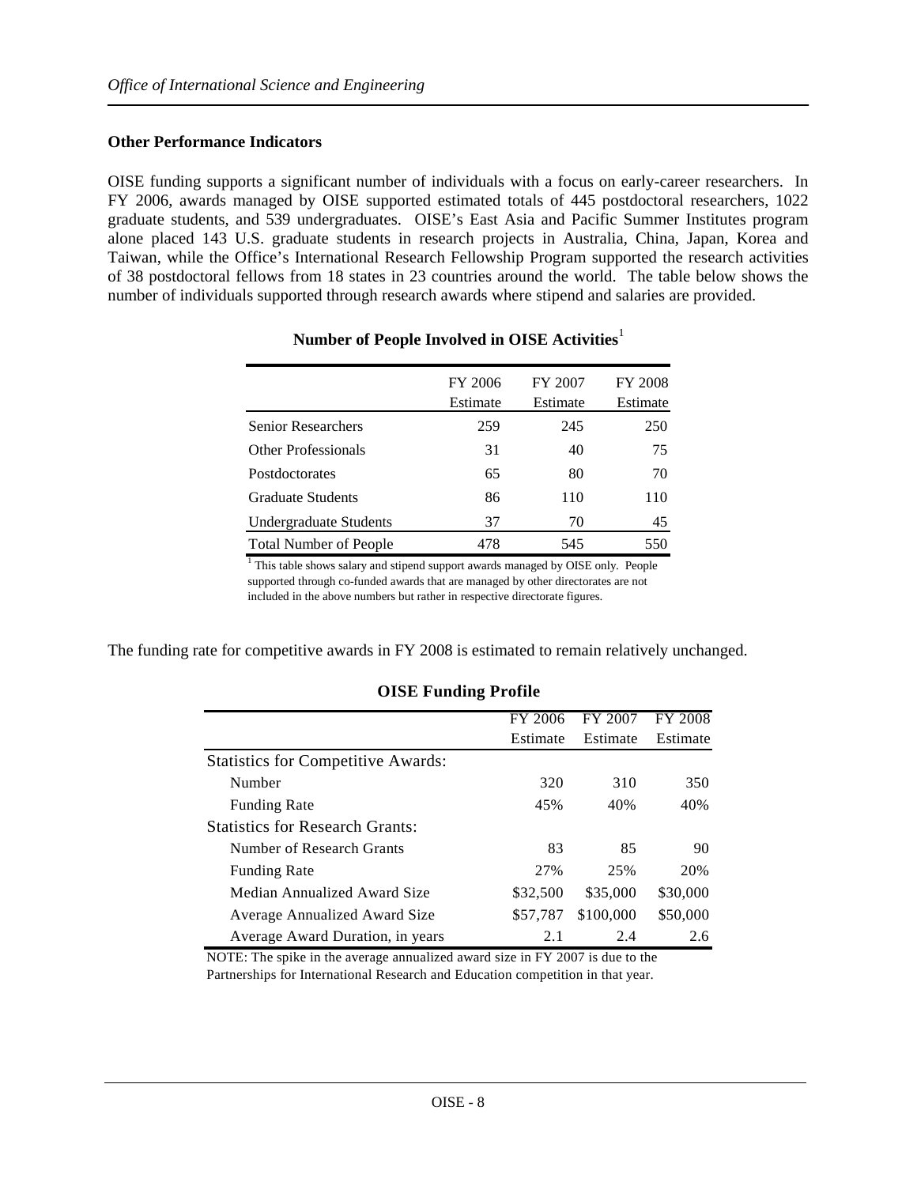### Other Performance Indicators

OISE funding supports a significant number of individuals with a focus on early-career researchers. In FY 2006, awards managed by OISE supported estimated totals of 445 postdoctoral researchers, 1022 graduate students, and 539 undergraduates. OISE's East Asia and Pacific Summer Institutes program alone placed 143 U.S. graduate students in research projects in Australia, China, Japan, Korea and Taiwan, while the Office's International Research Fellowship Program supported the research activities of 38 postdoctoral fellows from 18 states in 23 countries around the world. The table below shows the number of individuals supported through research awards where stipend and salaries are provided.

**Number of People Involved in OISE Activities**[1]

| | FY 2006 Estimate | FY 2007 Estimate | FY 2008 Estimate |
|---|---|---|---|
| Senior Researchers | 259 | 245 | 250 |
| Other Professionals | 31 | 40 | 75 |
| Postdoctorates | 65 | 80 | 70 |
| Graduate Students | 86 | 110 | 110 |
| Undergraduate Students | 37 | 70 | 45 |
| Total Number of People | 478 | 545 | 550 |

[1] This table shows salary and stipend support awards managed by OISE only. People supported through co-funded awards that are managed by other directorates are not included in the above numbers but rather in respective directorate figures.

The funding rate for competitive awards in FY 2008 is estimated to remain relatively unchanged.

**OISE Funding Profile**

| | FY 2006 Estimate | FY 2007 Estimate | FY 2008 Estimate |
|---|---|---|---|
| Statistics for Competitive Awards: | | | |
| Number | 320 | 310 | 350 |
| Funding Rate | 45% | 40% | 40% |
| Statistics for Research Grants: | | | |
| Number of Research Grants | 83 | 85 | 90 |
| Funding Rate | 27% | 25% | 20% |
| Median Annualized Award Size | $32,500 | $35,000 | $30,000 |
| Average Annualized Award Size | $57,787 | $100,000 | $50,000 |
| Average Award Duration, in years | 2.1 | 2.4 | 2.6 |

NOTE: The spike in the average annualized award size in FY 2007 is due to the Partnerships for International Research and Education competition in that year.